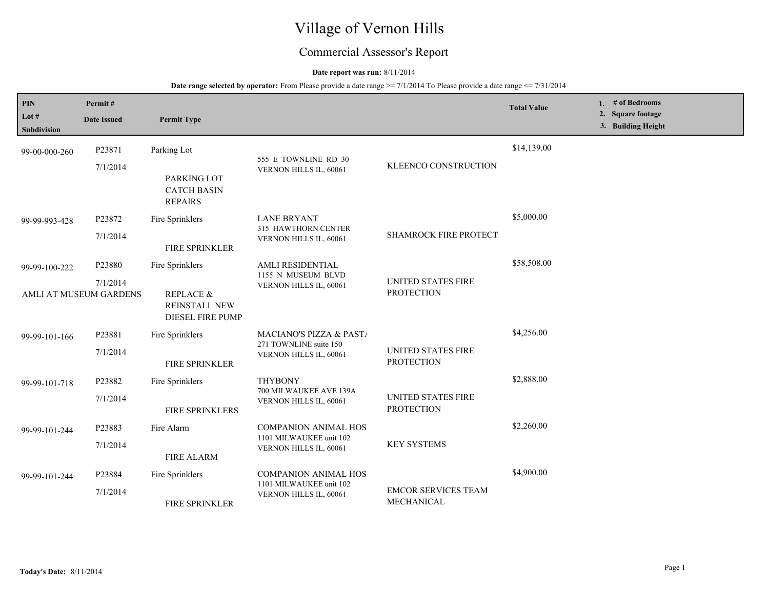# Village of Vernon Hills

## Commercial Assessor's Report

**Date report was run:** 8/11/2014

**Date range selected by operator:** From Please provide a date range >= 7/1/2014 To Please provide a date range <= 7/31/2014

| PIN / Lot # / Subdivision | Permit # / Date Issued | Permit Type | | | Total Value | 1. # of Bedrooms 2. Square footage 3. Building Height |
|---|---|---|---|---|---|---|
| 99-00-000-260 | P23871 7/1/2014 | Parking Lot PARKING LOT CATCH BASIN REPAIRS | 555 E TOWNLINE RD 30 VERNON HILLS IL, 60061 | KLEENCO CONSTRUCTION | $14,139.00 | |
| 99-99-993-428 | P23872 7/1/2014 | Fire Sprinklers FIRE SPRINKLER | LANE BRYANT 315 HAWTHORN CENTER VERNON HILLS IL, 60061 | SHAMROCK FIRE PROTECT | $5,000.00 | |
| 99-99-100-222 AMLI AT MUSEUM GARDENS | P23880 7/1/2014 | Fire Sprinklers REPLACE & REINSTALL NEW DIESEL FIRE PUMP | AMLI RESIDENTIAL 1155 N MUSEUM BLVD VERNON HILLS IL, 60061 | UNITED STATES FIRE PROTECTION | $58,508.00 | |
| 99-99-101-166 | P23881 7/1/2014 | Fire Sprinklers FIRE SPRINKLER | MACIANO'S PIZZA & PAST/ 271 TOWNLINE suite 150 VERNON HILLS IL, 60061 | UNITED STATES FIRE PROTECTION | $4,256.00 | |
| 99-99-101-718 | P23882 7/1/2014 | Fire Sprinklers FIRE SPRINKLERS | THYBONY 700 MILWAUKEE AVE 139A VERNON HILLS IL, 60061 | UNITED STATES FIRE PROTECTION | $2,888.00 | |
| 99-99-101-244 | P23883 7/1/2014 | Fire Alarm FIRE ALARM | COMPANION ANIMAL HOS 1101 MILWAUKEE unit 102 VERNON HILLS IL, 60061 | KEY SYSTEMS | $2,260.00 | |
| 99-99-101-244 | P23884 7/1/2014 | Fire Sprinklers FIRE SPRINKLER | COMPANION ANIMAL HOS 1101 MILWAUKEE unit 102 VERNON HILLS IL, 60061 | EMCOR SERVICES TEAM MECHANICAL | $4,900.00 | |

**Today's Date:** 8/11/2014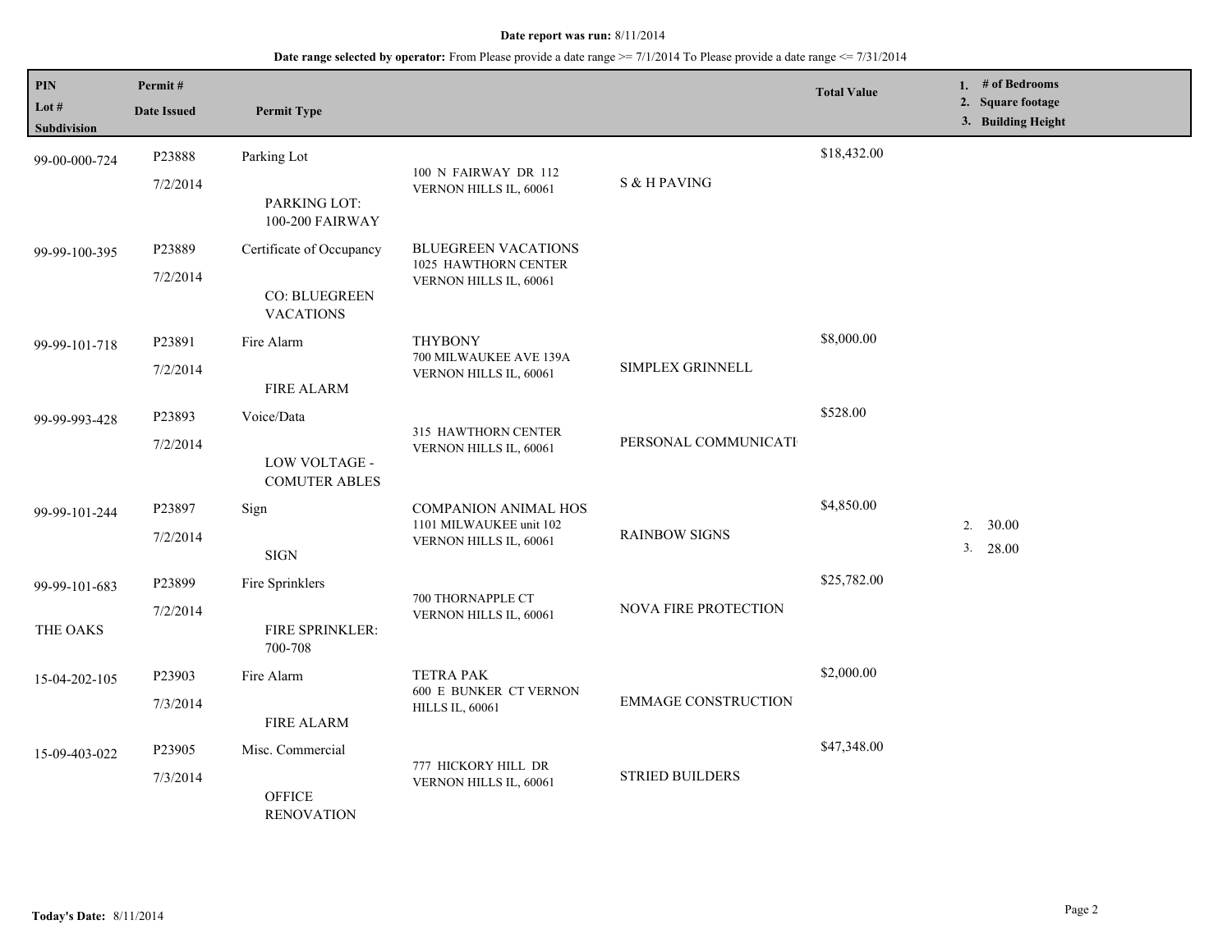**Date report was run:** 8/11/2014

**Date range selected by operator:** From Please provide a date range >= 7/1/2014 To Please provide a date range <= 7/31/2014

| PIN / Lot # / Subdivision | Permit # / Date Issued | Permit Type | | | Total Value | 1. # of Bedrooms 2. Square footage 3. Building Height |
|---|---|---|---|---|---|---|
| 99-00-000-724 | P23888 7/2/2014 | Parking Lot PARKING LOT: 100-200 FAIRWAY | 100 N FAIRWAY DR 112 VERNON HILLS IL, 60061 | S & H PAVING | $18,432.00 | |
| 99-99-100-395 | P23889 7/2/2014 | Certificate of Occupancy CO: BLUEGREEN VACATIONS | BLUEGREEN VACATIONS 1025 HAWTHORN CENTER VERNON HILLS IL, 60061 | | | |
| 99-99-101-718 | P23891 7/2/2014 | Fire Alarm FIRE ALARM | THYBONY 700 MILWAUKEE AVE 139A VERNON HILLS IL, 60061 | SIMPLEX GRINNELL | $8,000.00 | |
| 99-99-993-428 | P23893 7/2/2014 | Voice/Data LOW VOLTAGE - COMUTER ABLES | 315 HAWTHORN CENTER VERNON HILLS IL, 60061 | PERSONAL COMMUNICATI | $528.00 | |
| 99-99-101-244 | P23897 7/2/2014 | Sign SIGN | COMPANION ANIMAL HOS 1101 MILWAUKEE unit 102 VERNON HILLS IL, 60061 | RAINBOW SIGNS | $4,850.00 | 2. 30.00 3. 28.00 |
| 99-99-101-683 THE OAKS | P23899 7/2/2014 | Fire Sprinklers FIRE SPRINKLER: 700-708 | 700 THORNAPPLE CT VERNON HILLS IL, 60061 | NOVA FIRE PROTECTION | $25,782.00 | |
| 15-04-202-105 | P23903 7/3/2014 | Fire Alarm FIRE ALARM | TETRA PAK 600 E BUNKER CT VERNON HILLS IL, 60061 | EMMAGE CONSTRUCTION | $2,000.00 | |
| 15-09-403-022 | P23905 7/3/2014 | Misc. Commercial OFFICE RENOVATION | 777 HICKORY HILL DR VERNON HILLS IL, 60061 | STRIED BUILDERS | $47,348.00 | |

**Today's Date:** 8/11/2014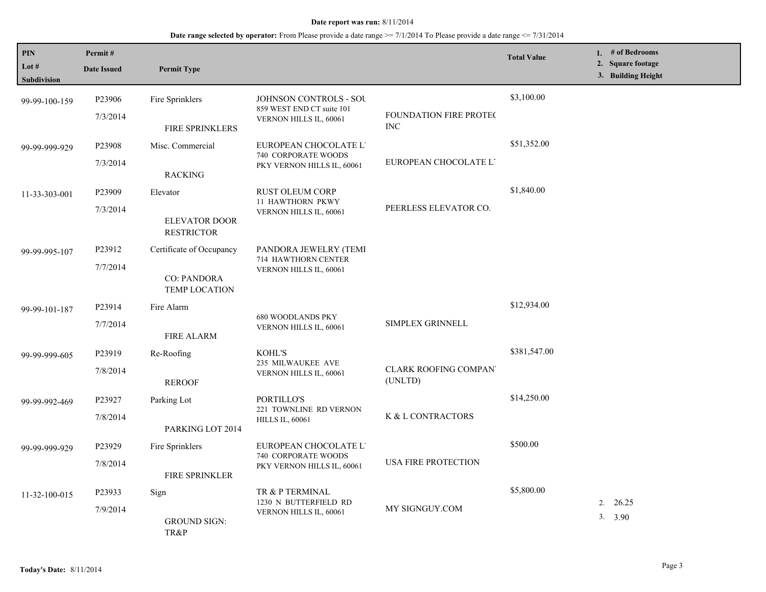**Date report was run:** 8/11/2014

**Date range selected by operator:** From Please provide a date range >= 7/1/2014 To Please provide a date range <= 7/31/2014

| PIN / Lot # / Subdivision | Permit # / Date Issued | Permit Type | | | Total Value | 1. # of Bedrooms 2. Square footage 3. Building Height |
|---|---|---|---|---|---|---|
| 99-99-100-159 | P23906 7/3/2014 | Fire Sprinklers FIRE SPRINKLERS | JOHNSON CONTROLS - SOU 859 WEST END CT suite 101 VERNON HILLS IL, 60061 | FOUNDATION FIRE PROTEC INC | $3,100.00 | |
| 99-99-999-929 | P23908 7/3/2014 | Misc. Commercial RACKING | EUROPEAN CHOCOLATE L' 740 CORPORATE WOODS PKY VERNON HILLS IL, 60061 | EUROPEAN CHOCOLATE L' | $51,352.00 | |
| 11-33-303-001 | P23909 7/3/2014 | Elevator ELEVATOR DOOR RESTRICTOR | RUST OLEUM CORP 11 HAWTHORN PKWY VERNON HILLS IL, 60061 | PEERLESS ELEVATOR CO. | $1,840.00 | |
| 99-99-995-107 | P23912 7/7/2014 | Certificate of Occupancy CO: PANDORA TEMP LOCATION | PANDORA JEWELRY (TEMI 714 HAWTHORN CENTER VERNON HILLS IL, 60061 | | | |
| 99-99-101-187 | P23914 7/7/2014 | Fire Alarm FIRE ALARM | 680 WOODLANDS PKY VERNON HILLS IL, 60061 | SIMPLEX GRINNELL | $12,934.00 | |
| 99-99-999-605 | P23919 7/8/2014 | Re-Roofing REROOF | KOHL'S 235 MILWAUKEE AVE VERNON HILLS IL, 60061 | CLARK ROOFING COMPAN (UNLTD) | $381,547.00 | |
| 99-99-992-469 | P23927 7/8/2014 | Parking Lot PARKING LOT 2014 | PORTILLO'S 221 TOWNLINE RD VERNON HILLS IL, 60061 | K & L CONTRACTORS | $14,250.00 | |
| 99-99-999-929 | P23929 7/8/2014 | Fire Sprinklers FIRE SPRINKLER | EUROPEAN CHOCOLATE L' 740 CORPORATE WOODS PKY VERNON HILLS IL, 60061 | USA FIRE PROTECTION | $500.00 | |
| 11-32-100-015 | P23933 7/9/2014 | Sign GROUND SIGN: TR&P | TR & P TERMINAL 1230 N BUTTERFIELD RD VERNON HILLS IL, 60061 | MY SIGNGUY.COM | $5,800.00 | 2. 26.25 3. 3.90 |

**Today's Date:** 8/11/2014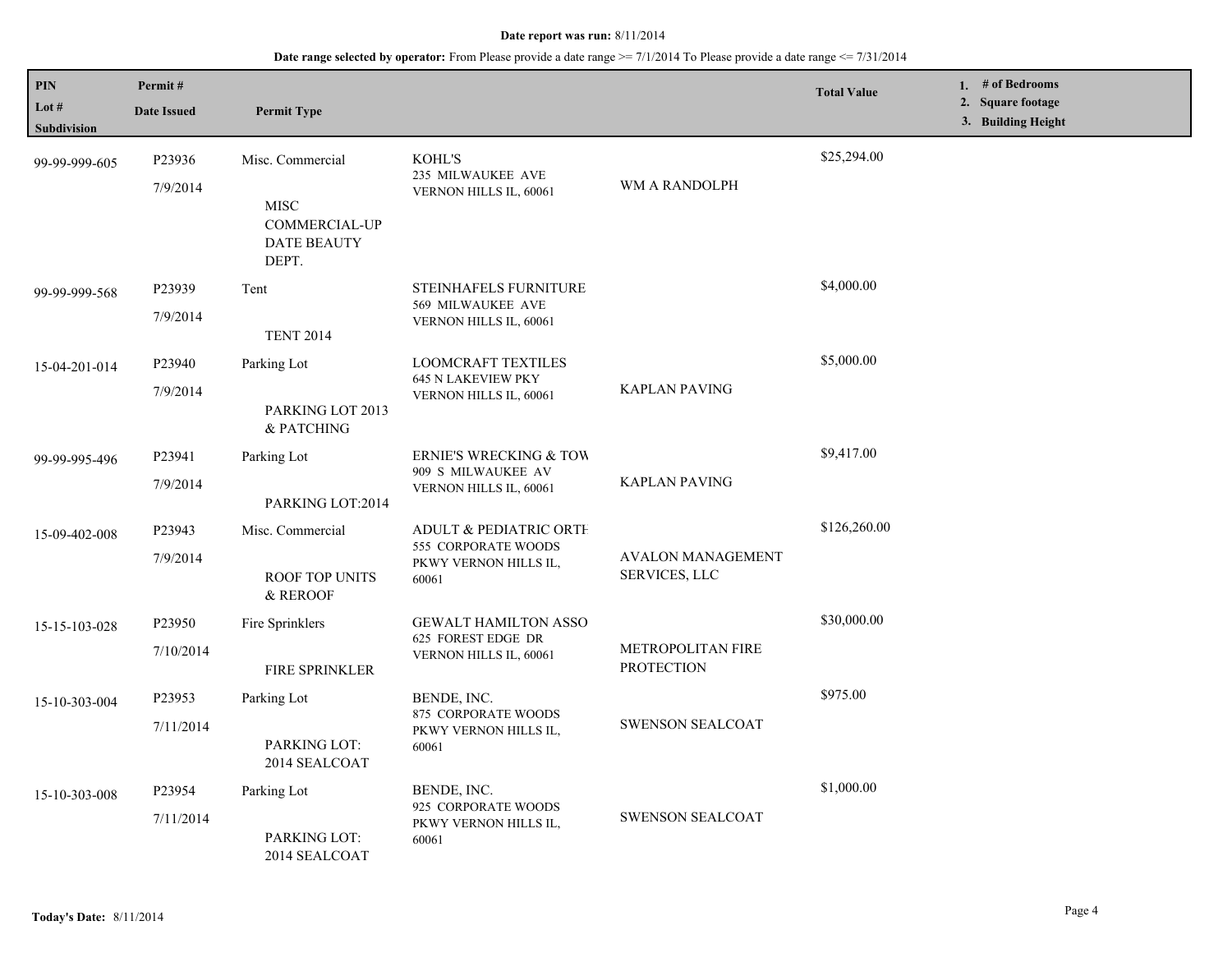**Date report was run:** 8/11/2014

**Date range selected by operator:** From Please provide a date range >= 7/1/2014 To Please provide a date range <= 7/31/2014

| PIN / Lot # / Subdivision | Permit # / Date Issued | Permit Type | | | Total Value | 1. # of Bedrooms 2. Square footage 3. Building Height |
|---|---|---|---|---|---|---|
| 99-99-999-605 | P23936 7/9/2014 | Misc. Commercial MISC COMMERCIAL-UP DATE BEAUTY DEPT. | KOHL'S 235 MILWAUKEE AVE VERNON HILLS IL, 60061 | WM A RANDOLPH | $25,294.00 | |
| 99-99-999-568 | P23939 7/9/2014 | Tent TENT 2014 | STEINHAFELS FURNITURE 569 MILWAUKEE AVE VERNON HILLS IL, 60061 | | $4,000.00 | |
| 15-04-201-014 | P23940 7/9/2014 | Parking Lot PARKING LOT 2013 & PATCHING | LOOMCRAFT TEXTILES 645 N LAKEVIEW PKY VERNON HILLS IL, 60061 | KAPLAN PAVING | $5,000.00 | |
| 99-99-995-496 | P23941 7/9/2014 | Parking Lot PARKING LOT:2014 | ERNIE'S WRECKING & TOW 909 S MILWAUKEE AV VERNON HILLS IL, 60061 | KAPLAN PAVING | $9,417.00 | |
| 15-09-402-008 | P23943 7/9/2014 | Misc. Commercial ROOF TOP UNITS & REROOF | ADULT & PEDIATRIC ORTH 555 CORPORATE WOODS PKWY VERNON HILLS IL, 60061 | AVALON MANAGEMENT SERVICES, LLC | $126,260.00 | |
| 15-15-103-028 | P23950 7/10/2014 | Fire Sprinklers FIRE SPRINKLER | GEWALT HAMILTON ASSO 625 FOREST EDGE DR VERNON HILLS IL, 60061 | METROPOLITAN FIRE PROTECTION | $30,000.00 | |
| 15-10-303-004 | P23953 7/11/2014 | Parking Lot PARKING LOT: 2014 SEALCOAT | BENDE, INC. 875 CORPORATE WOODS PKWY VERNON HILLS IL, 60061 | SWENSON SEALCOAT | $975.00 | |
| 15-10-303-008 | P23954 7/11/2014 | Parking Lot PARKING LOT: 2014 SEALCOAT | BENDE, INC. 925 CORPORATE WOODS PKWY VERNON HILLS IL, 60061 | SWENSON SEALCOAT | $1,000.00 | |

**Today's Date:** 8/11/2014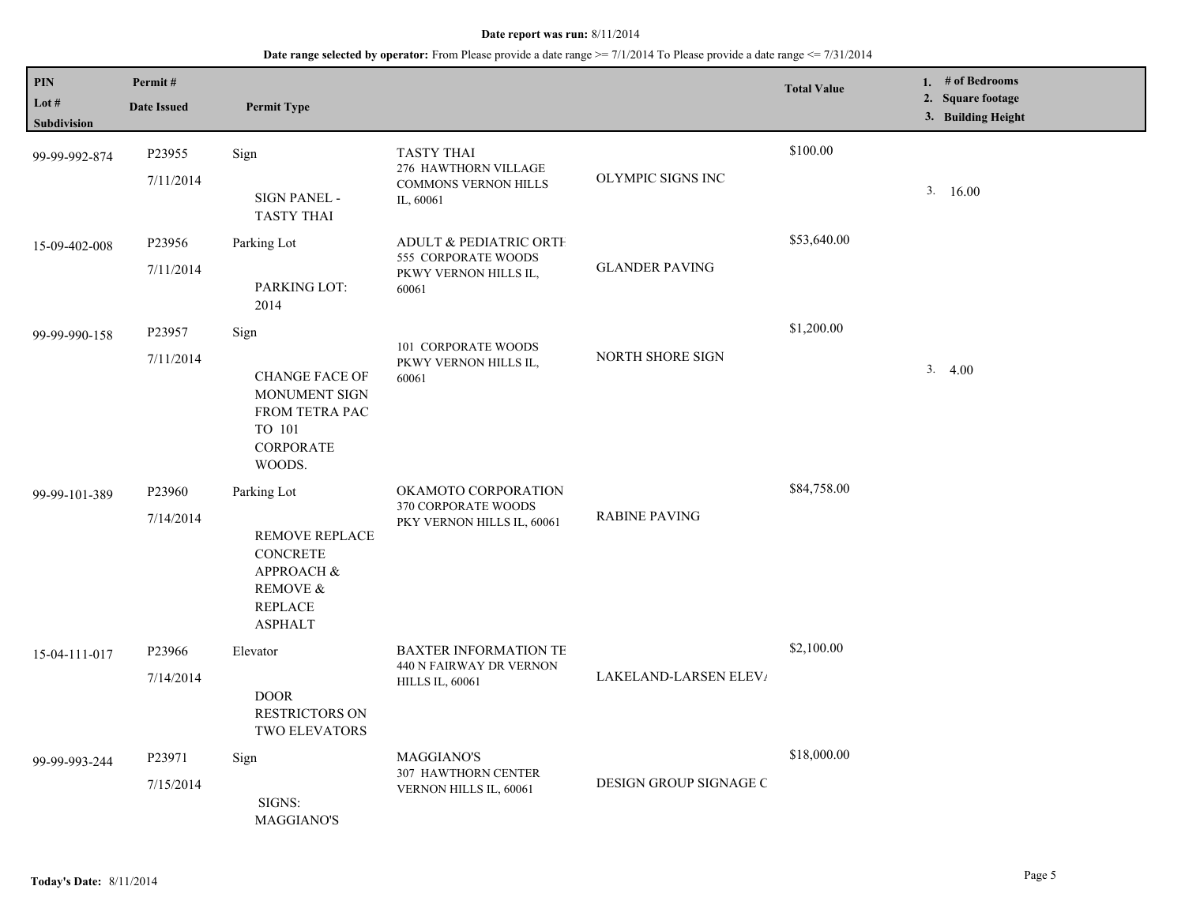**Date report was run:** 8/11/2014

**Date range selected by operator:** From Please provide a date range >= 7/1/2014 To Please provide a date range <= 7/31/2014

| PIN<br>Lot #<br>Subdivision | Permit #<br>Date Issued | Permit Type | | | Total Value | 1. # of Bedrooms<br>2. Square footage<br>3. Building Height |
|---|---|---|---|---|---|---|
| 99-99-992-874 | P23955<br>7/11/2014 | Sign<br>SIGN PANEL - TASTY THAI | TASTY THAI<br>276 HAWTHORN VILLAGE COMMONS VERNON HILLS IL, 60061 | OLYMPIC SIGNS INC | $100.00 | 3. 16.00 |
| 15-09-402-008 | P23956<br>7/11/2014 | Parking Lot<br>PARKING LOT: 2014 | ADULT & PEDIATRIC ORTH<br>555 CORPORATE WOODS PKWY VERNON HILLS IL, 60061 | GLANDER PAVING | $53,640.00 | |
| 99-99-990-158 | P23957<br>7/11/2014 | Sign<br>CHANGE FACE OF MONUMENT SIGN FROM TETRA PAC TO 101 CORPORATE WOODS. | 101 CORPORATE WOODS PKWY VERNON HILLS IL, 60061 | NORTH SHORE SIGN | $1,200.00 | 3. 4.00 |
| 99-99-101-389 | P23960<br>7/14/2014 | Parking Lot<br>REMOVE REPLACE CONCRETE APPROACH & REMOVE & REPLACE ASPHALT | OKAMOTO CORPORATION<br>370 CORPORATE WOODS PKY VERNON HILLS IL, 60061 | RABINE PAVING | $84,758.00 | |
| 15-04-111-017 | P23966<br>7/14/2014 | Elevator<br>DOOR RESTRICTORS ON TWO ELEVATORS | BAXTER INFORMATION TE<br>440 N FAIRWAY DR VERNON HILLS IL, 60061 | LAKELAND-LARSEN ELEV/ | $2,100.00 | |
| 99-99-993-244 | P23971<br>7/15/2014 | Sign<br>SIGNS: MAGGIANO'S | MAGGIANO'S<br>307 HAWTHORN CENTER VERNON HILLS IL, 60061 | DESIGN GROUP SIGNAGE C | $18,000.00 | |

**Today's Date:** 8/11/2014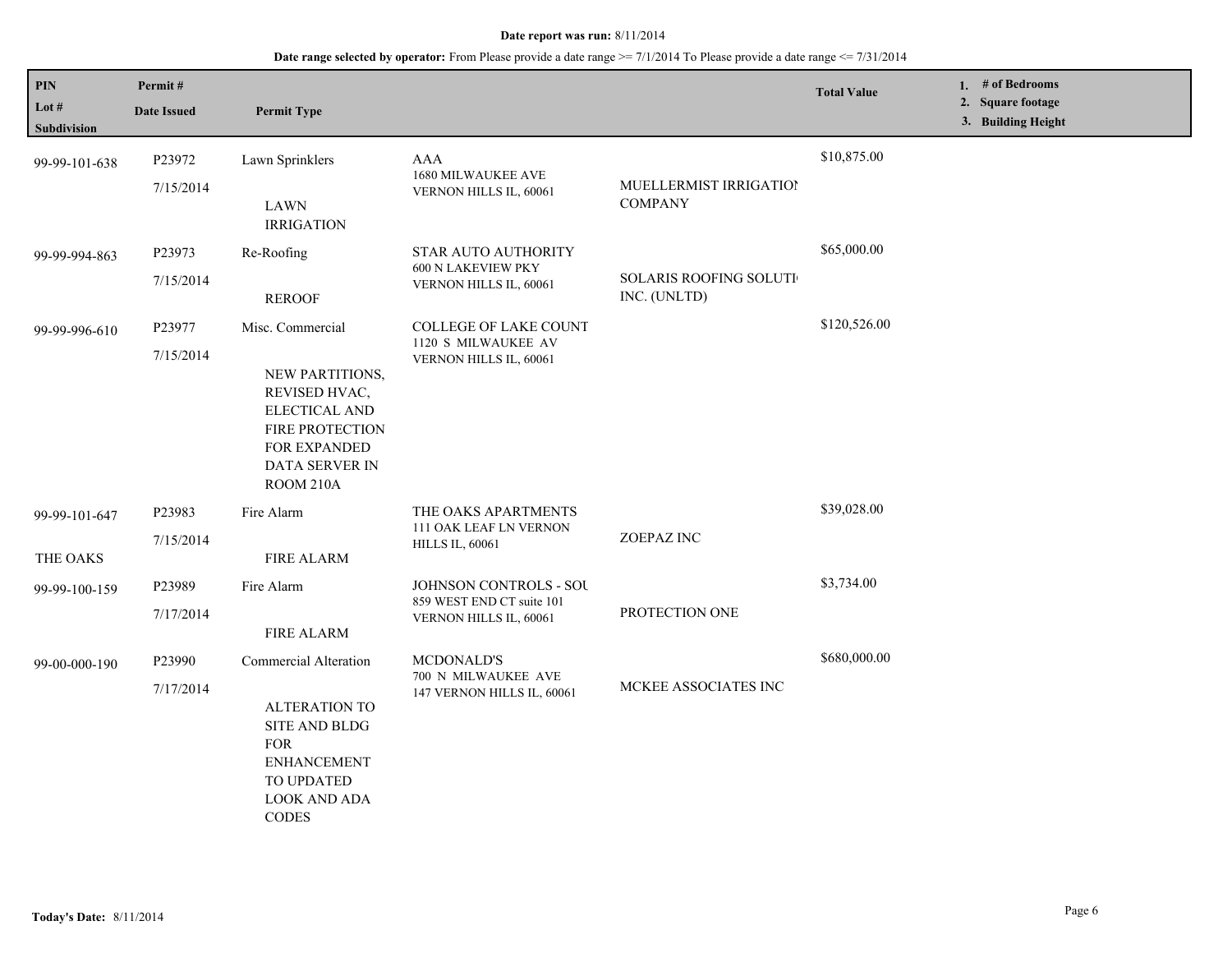**Date report was run:** 8/11/2014

**Date range selected by operator:** From Please provide a date range >= 7/1/2014 To Please provide a date range <= 7/31/2014

| PIN<br>Lot #<br>Subdivision | Permit #<br>Date Issued | Permit Type | | | Total Value | 1. # of Bedrooms<br>2. Square footage<br>3. Building Height |
|---|---|---|---|---|---|---|
| 99-99-101-638 | P23972<br>7/15/2014 | Lawn Sprinklers<br>LAWN IRRIGATION | AAA<br>1680 MILWAUKEE AVE<br>VERNON HILLS IL, 60061 | MUELLERMIST IRRIGATION COMPANY | $10,875.00 | |
| 99-99-994-863 | P23973<br>7/15/2014 | Re-Roofing<br>REROOF | STAR AUTO AUTHORITY<br>600 N LAKEVIEW PKY<br>VERNON HILLS IL, 60061 | SOLARIS ROOFING SOLUTI INC. (UNLTD) | $65,000.00 | |
| 99-99-996-610 | P23977<br>7/15/2014 | Misc. Commercial<br>NEW PARTITIONS, REVISED HVAC, ELECTICAL AND FIRE PROTECTION FOR EXPANDED DATA SERVER IN ROOM 210A | COLLEGE OF LAKE COUNT<br>1120 S MILWAUKEE AV<br>VERNON HILLS IL, 60061 | | $120,526.00 | |
| 99-99-101-647<br>THE OAKS | P23983<br>7/15/2014 | Fire Alarm<br>FIRE ALARM | THE OAKS APARTMENTS<br>111 OAK LEAF LN VERNON HILLS IL, 60061 | ZOEPAZ INC | $39,028.00 | |
| 99-99-100-159 | P23989<br>7/17/2014 | Fire Alarm<br>FIRE ALARM | JOHNSON CONTROLS - SOU<br>859 WEST END CT suite 101<br>VERNON HILLS IL, 60061 | PROTECTION ONE | $3,734.00 | |
| 99-00-000-190 | P23990<br>7/17/2014 | Commercial Alteration<br>ALTERATION TO SITE AND BLDG FOR ENHANCEMENT TO UPDATED LOOK AND ADA CODES | MCDONALD'S<br>700 N MILWAUKEE AVE<br>147 VERNON HILLS IL, 60061 | MCKEE ASSOCIATES INC | $680,000.00 | |

**Today's Date:** 8/11/2014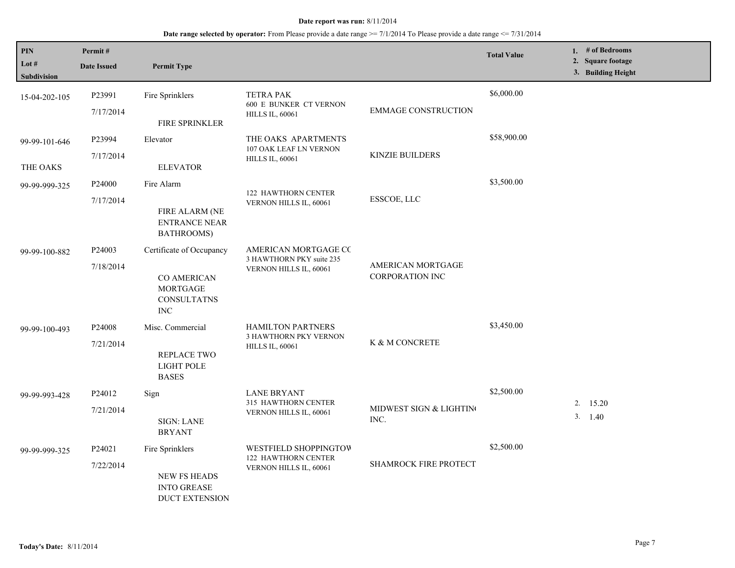**Date report was run:** 8/11/2014

**Date range selected by operator:** From Please provide a date range >= 7/1/2014 To Please provide a date range <= 7/31/2014

| PIN / Lot # / Subdivision | Permit # / Date Issued | Permit Type | | | Total Value | 1. # of Bedrooms 2. Square footage 3. Building Height |
|---|---|---|---|---|---|---|
| 15-04-202-105 | P23991 7/17/2014 | Fire Sprinklers FIRE SPRINKLER | TETRA PAK 600 E BUNKER CT VERNON HILLS IL, 60061 | EMMAGE CONSTRUCTION | $6,000.00 | |
| 99-99-101-646 THE OAKS | P23994 7/17/2014 | Elevator ELEVATOR | THE OAKS APARTMENTS 107 OAK LEAF LN VERNON HILLS IL, 60061 | KINZIE BUILDERS | $58,900.00 | |
| 99-99-999-325 | P24000 7/17/2014 | Fire Alarm FIRE ALARM (NE ENTRANCE NEAR BATHROOMS) | 122 HAWTHORN CENTER VERNON HILLS IL, 60061 | ESSCOE, LLC | $3,500.00 | |
| 99-99-100-882 | P24003 7/18/2014 | Certificate of Occupancy CO AMERICAN MORTGAGE CONSULTATNS INC | AMERICAN MORTGAGE CC 3 HAWTHORN PKY suite 235 VERNON HILLS IL, 60061 | AMERICAN MORTGAGE CORPORATION INC | | |
| 99-99-100-493 | P24008 7/21/2014 | Misc. Commercial REPLACE TWO LIGHT POLE BASES | HAMILTON PARTNERS 3 HAWTHORN PKY VERNON HILLS IL, 60061 | K & M CONCRETE | $3,450.00 | |
| 99-99-993-428 | P24012 7/21/2014 | Sign SIGN: LANE BRYANT | LANE BRYANT 315 HAWTHORN CENTER VERNON HILLS IL, 60061 | MIDWEST SIGN & LIGHTIN( INC. | $2,500.00 | 2. 15.20 3. 1.40 |
| 99-99-999-325 | P24021 7/22/2014 | Fire Sprinklers NEW FS HEADS INTO GREASE DUCT EXTENSION | WESTFIELD SHOPPINGTOW 122 HAWTHORN CENTER VERNON HILLS IL, 60061 | SHAMROCK FIRE PROTECT | $2,500.00 | |

**Today's Date:** 8/11/2014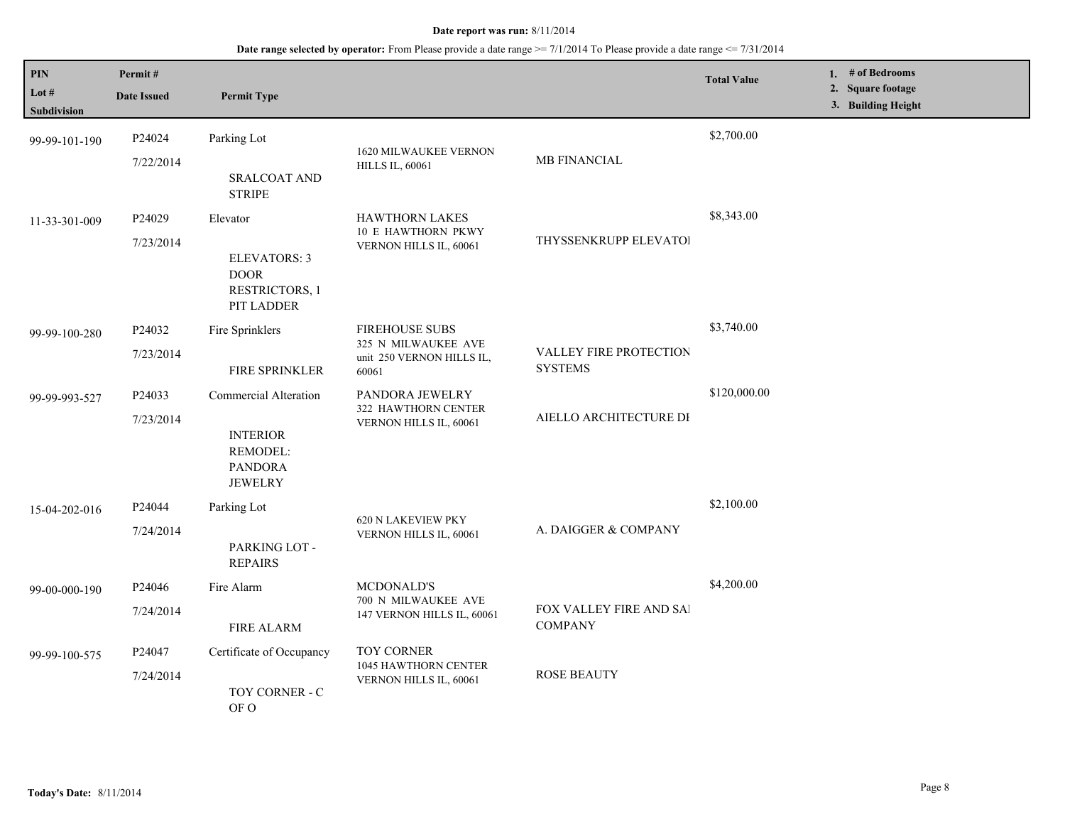**Date report was run:** 8/11/2014

**Date range selected by operator:** From Please provide a date range >= 7/1/2014 To Please provide a date range <= 7/31/2014

| PIN<br>Lot #<br>Subdivision | Permit #<br>Date Issued | Permit Type | | | Total Value | 1. # of Bedrooms<br>2. Square footage<br>3. Building Height |
|---|---|---|---|---|---|---|
| 99-99-101-190 | P24024<br>7/22/2014 | Parking Lot<br>SRALCOAT AND STRIPE | 1620 MILWAUKEE VERNON HILLS IL, 60061 | MB FINANCIAL | $2,700.00 | |
| 11-33-301-009 | P24029<br>7/23/2014 | Elevator<br>ELEVATORS: 3 DOOR RESTRICTORS, 1 PIT LADDER | HAWTHORN LAKES<br>10 E HAWTHORN PKWY VERNON HILLS IL, 60061 | THYSSENKRUPP ELEVATOI | $8,343.00 | |
| 99-99-100-280 | P24032<br>7/23/2014 | Fire Sprinklers<br>FIRE SPRINKLER | FIREHOUSE SUBS<br>325 N MILWAUKEE AVE unit 250 VERNON HILLS IL, 60061 | VALLEY FIRE PROTECTION SYSTEMS | $3,740.00 | |
| 99-99-993-527 | P24033<br>7/23/2014 | Commercial Alteration<br>INTERIOR REMODEL: PANDORA JEWELRY | PANDORA JEWELRY<br>322 HAWTHORN CENTER VERNON HILLS IL, 60061 | AIELLO ARCHITECTURE DI | $120,000.00 | |
| 15-04-202-016 | P24044<br>7/24/2014 | Parking Lot<br>PARKING LOT - REPAIRS | 620 N LAKEVIEW PKY VERNON HILLS IL, 60061 | A. DAIGGER & COMPANY | $2,100.00 | |
| 99-00-000-190 | P24046<br>7/24/2014 | Fire Alarm<br>FIRE ALARM | MCDONALD'S<br>700 N MILWAUKEE AVE 147 VERNON HILLS IL, 60061 | FOX VALLEY FIRE AND SAI COMPANY | $4,200.00 | |
| 99-99-100-575 | P24047<br>7/24/2014 | Certificate of Occupancy<br>TOY CORNER - C OF O | TOY CORNER<br>1045 HAWTHORN CENTER VERNON HILLS IL, 60061 | ROSE BEAUTY | | |

**Today's Date:** 8/11/2014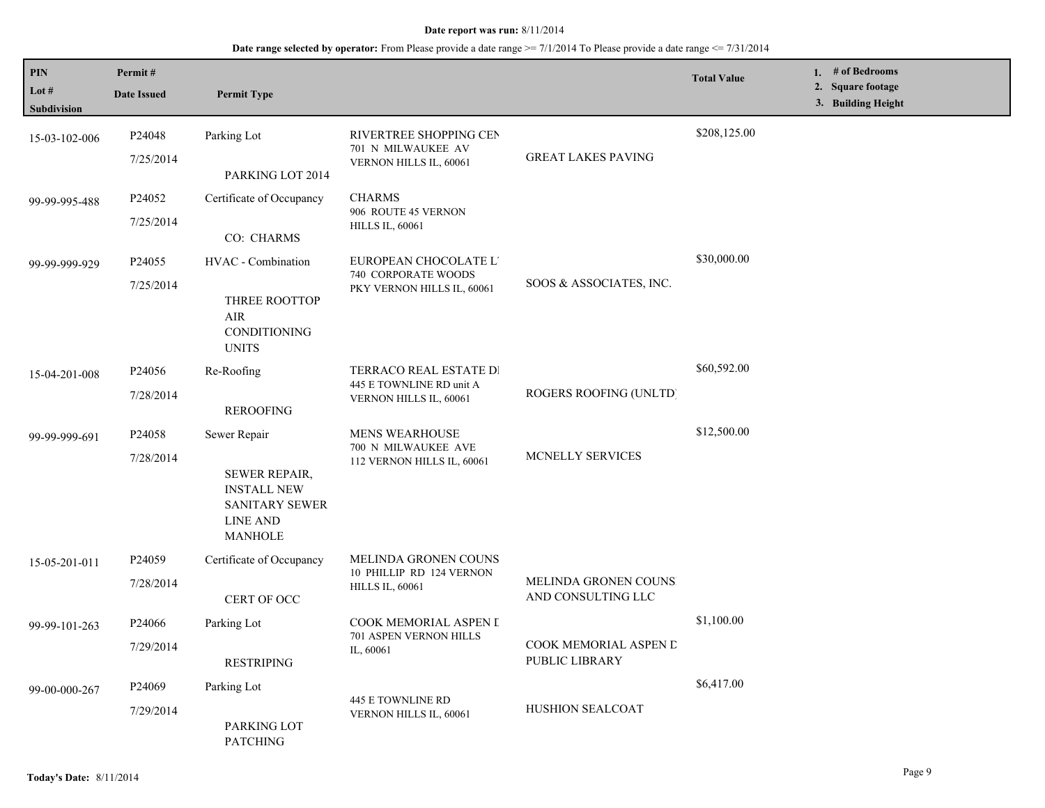**Date report was run:** 8/11/2014

**Date range selected by operator:** From Please provide a date range >= 7/1/2014 To Please provide a date range <= 7/31/2014

| PIN<br>Lot #<br>Subdivision | Permit #<br>Date Issued | Permit Type | | | Total Value | 1. # of Bedrooms<br>2. Square footage<br>3. Building Height |
|---|---|---|---|---|---|---|
| 15-03-102-006 | P24048<br>7/25/2014 | Parking Lot<br>PARKING LOT 2014 | RIVERTREE SHOPPING CEN<br>701 N MILWAUKEE AV<br>VERNON HILLS IL, 60061 | GREAT LAKES PAVING | $208,125.00 | |
| 99-99-995-488 | P24052<br>7/25/2014 | Certificate of Occupancy<br>CO: CHARMS | CHARMS<br>906 ROUTE 45 VERNON<br>HILLS IL, 60061 | | | |
| 99-99-999-929 | P24055<br>7/25/2014 | HVAC - Combination<br>THREE ROOTTOP AIR CONDITIONING UNITS | EUROPEAN CHOCOLATE L'<br>740 CORPORATE WOODS<br>PKY VERNON HILLS IL, 60061 | SOOS & ASSOCIATES, INC. | $30,000.00 | |
| 15-04-201-008 | P24056<br>7/28/2014 | Re-Roofing<br>REROOFING | TERRACO REAL ESTATE DI<br>445 E TOWNLINE RD unit A<br>VERNON HILLS IL, 60061 | ROGERS ROOFING (UNLTD) | $60,592.00 | |
| 99-99-999-691 | P24058<br>7/28/2014 | Sewer Repair<br>SEWER REPAIR, INSTALL NEW SANITARY SEWER LINE AND MANHOLE | MENS WEARHOUSE<br>700 N MILWAUKEE AVE<br>112 VERNON HILLS IL, 60061 | MCNELLY SERVICES | $12,500.00 | |
| 15-05-201-011 | P24059<br>7/28/2014 | Certificate of Occupancy<br>CERT OF OCC | MELINDA GRONEN COUNS<br>10 PHILLIP RD 124 VERNON<br>HILLS IL, 60061 | MELINDA GRONEN COUNS<br>AND CONSULTING LLC | | |
| 99-99-101-263 | P24066<br>7/29/2014 | Parking Lot<br>RESTRIPING | COOK MEMORIAL ASPEN D<br>701 ASPEN VERNON HILLS<br>IL, 60061 | COOK MEMORIAL ASPEN D<br>PUBLIC LIBRARY | $1,100.00 | |
| 99-00-000-267 | P24069<br>7/29/2014 | Parking Lot<br>PARKING LOT PATCHING | 445 E TOWNLINE RD<br>VERNON HILLS IL, 60061 | HUSHION SEALCOAT | $6,417.00 | |

**Today's Date:** 8/11/2014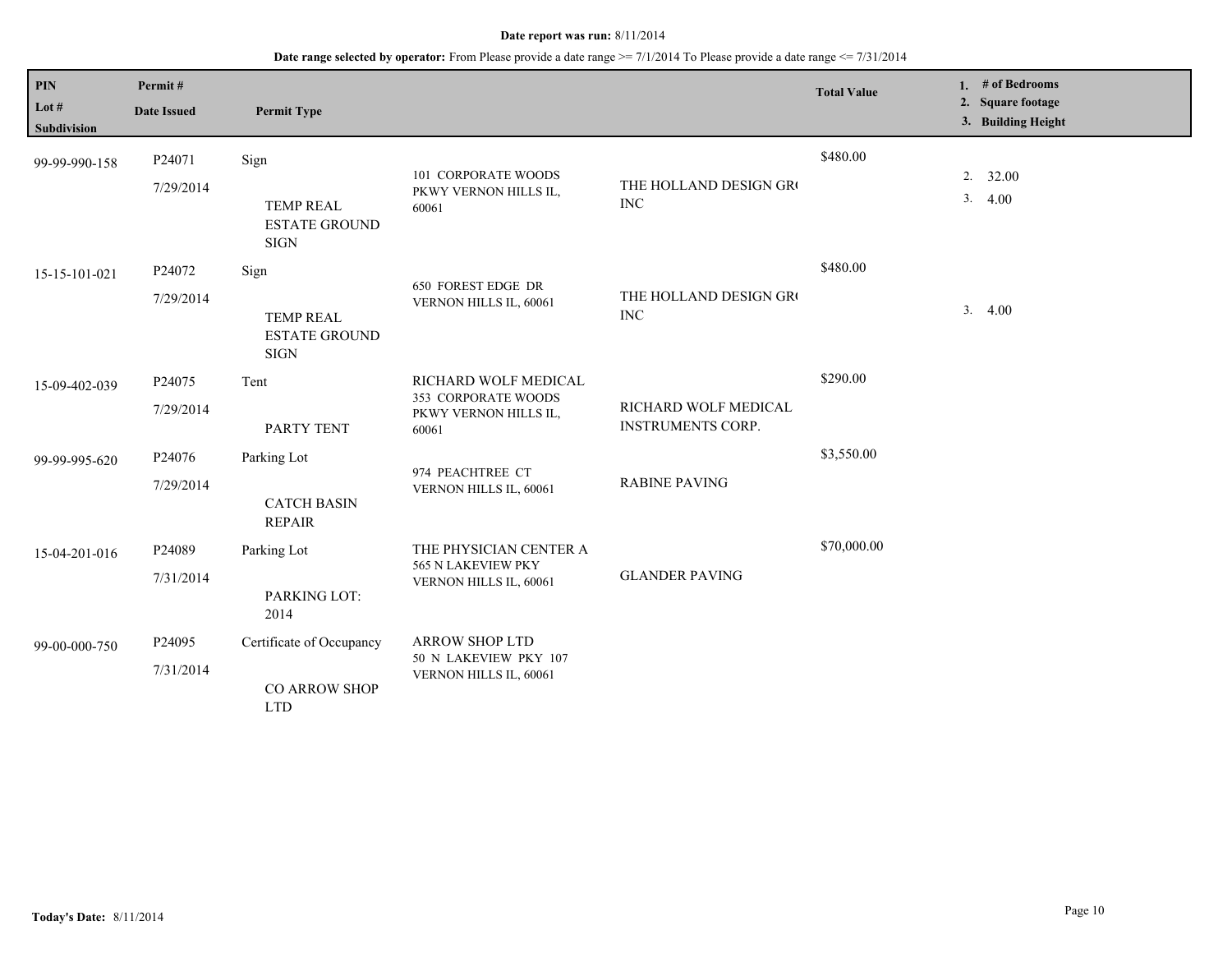**Date report was run:** 8/11/2014

**Date range selected by operator:** From Please provide a date range >= 7/1/2014 To Please provide a date range <= 7/31/2014

| PIN / Lot # / Subdivision | Permit # / Date Issued | Permit Type | | | Total Value | 1. # of Bedrooms 2. Square footage 3. Building Height |
|---|---|---|---|---|---|---|
| 99-99-990-158 | P24071 7/29/2014 | Sign TEMP REAL ESTATE GROUND SIGN | 101 CORPORATE WOODS PKWY VERNON HILLS IL, 60061 | THE HOLLAND DESIGN GR( INC | $480.00 | 2. 32.00 3. 4.00 |
| 15-15-101-021 | P24072 7/29/2014 | Sign TEMP REAL ESTATE GROUND SIGN | 650 FOREST EDGE DR VERNON HILLS IL, 60061 | THE HOLLAND DESIGN GR( INC | $480.00 | 3. 4.00 |
| 15-09-402-039 | P24075 7/29/2014 | Tent PARTY TENT | RICHARD WOLF MEDICAL 353 CORPORATE WOODS PKWY VERNON HILLS IL, 60061 | RICHARD WOLF MEDICAL INSTRUMENTS CORP. | $290.00 | |
| 99-99-995-620 | P24076 7/29/2014 | Parking Lot CATCH BASIN REPAIR | 974 PEACHTREE CT VERNON HILLS IL, 60061 | RABINE PAVING | $3,550.00 | |
| 15-04-201-016 | P24089 7/31/2014 | Parking Lot PARKING LOT: 2014 | THE PHYSICIAN CENTER A 565 N LAKEVIEW PKY VERNON HILLS IL, 60061 | GLANDER PAVING | $70,000.00 | |
| 99-00-000-750 | P24095 7/31/2014 | Certificate of Occupancy CO ARROW SHOP LTD | ARROW SHOP LTD 50 N LAKEVIEW PKY 107 VERNON HILLS IL, 60061 | | | |

**Today's Date:** 8/11/2014